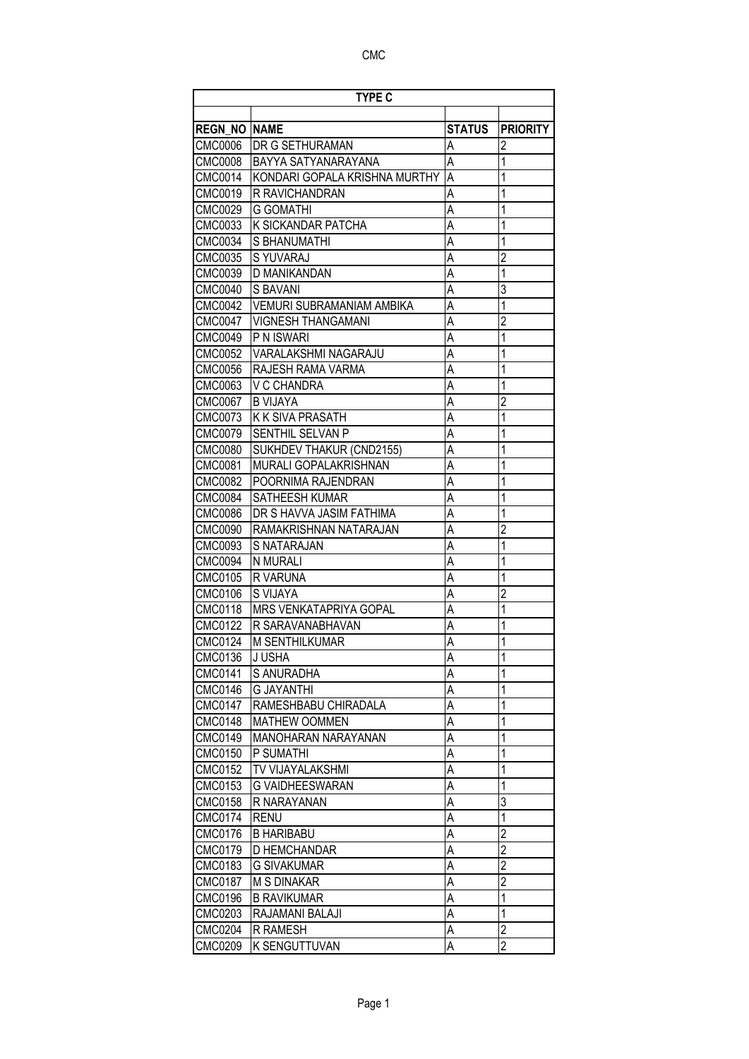| TYPE C | | | |
|---|---|---|---|
| | | | |
| **REGN_NO** | **NAME** | **STATUS** | **PRIORITY** |
| CMC0006 | DR G SETHURAMAN | A | 2 |
| CMC0008 | BAYYA SATYANARAYANA | A | 1 |
| CMC0014 | KONDARI GOPALA KRISHNA MURTHY | A | 1 |
| CMC0019 | R RAVICHANDRAN | A | 1 |
| CMC0029 | G GOMATHI | A | 1 |
| CMC0033 | K SICKANDAR PATCHA | A | 1 |
| CMC0034 | S BHANUMATHI | A | 1 |
| CMC0035 | S YUVARAJ | A | 2 |
| CMC0039 | D MANIKANDAN | A | 1 |
| CMC0040 | S BAVANI | A | 3 |
| CMC0042 | VEMURI SUBRAMANIAM AMBIKA | A | 1 |
| CMC0047 | VIGNESH THANGAMANI | A | 2 |
| CMC0049 | P N ISWARI | A | 1 |
| CMC0052 | VARALAKSHMI NAGARAJU | A | 1 |
| CMC0056 | RAJESH RAMA VARMA | A | 1 |
| CMC0063 | V C CHANDRA | A | 1 |
| CMC0067 | B VIJAYA | A | 2 |
| CMC0073 | K K SIVA PRASATH | A | 1 |
| CMC0079 | SENTHIL SELVAN P | A | 1 |
| CMC0080 | SUKHDEV THAKUR (CND2155) | A | 1 |
| CMC0081 | MURALI GOPALAKRISHNAN | A | 1 |
| CMC0082 | POORNIMA RAJENDRAN | A | 1 |
| CMC0084 | SATHEESH KUMAR | A | 1 |
| CMC0086 | DR S HAVVA JASIM FATHIMA | A | 1 |
| CMC0090 | RAMAKRISHNAN NATARAJAN | A | 2 |
| CMC0093 | S NATARAJAN | A | 1 |
| CMC0094 | N MURALI | A | 1 |
| CMC0105 | R VARUNA | A | 1 |
| CMC0106 | S VIJAYA | A | 2 |
| CMC0118 | MRS VENKATAPRIYA GOPAL | A | 1 |
| CMC0122 | R SARAVANABHAVAN | A | 1 |
| CMC0124 | M SENTHILKUMAR | A | 1 |
| CMC0136 | J USHA | A | 1 |
| CMC0141 | S ANURADHA | A | 1 |
| CMC0146 | G JAYANTHI | A | 1 |
| CMC0147 | RAMESHBABU CHIRADALA | A | 1 |
| CMC0148 | MATHEW OOMMEN | A | 1 |
| CMC0149 | MANOHARAN NARAYANAN | A | 1 |
| CMC0150 | P SUMATHI | A | 1 |
| CMC0152 | TV VIJAYALAKSHMI | A | 1 |
| CMC0153 | G VAIDHEESWARAN | A | 1 |
| CMC0158 | R NARAYANAN | A | 3 |
| CMC0174 | RENU | A | 1 |
| CMC0176 | B HARIBABU | A | 2 |
| CMC0179 | D HEMCHANDAR | A | 2 |
| CMC0183 | G SIVAKUMAR | A | 2 |
| CMC0187 | M S DINAKAR | A | 2 |
| CMC0196 | B RAVIKUMAR | A | 1 |
| CMC0203 | RAJAMANI BALAJI | A | 1 |
| CMC0204 | R RAMESH | A | 2 |
| CMC0209 | K SENGUTTUVAN | A | 2 |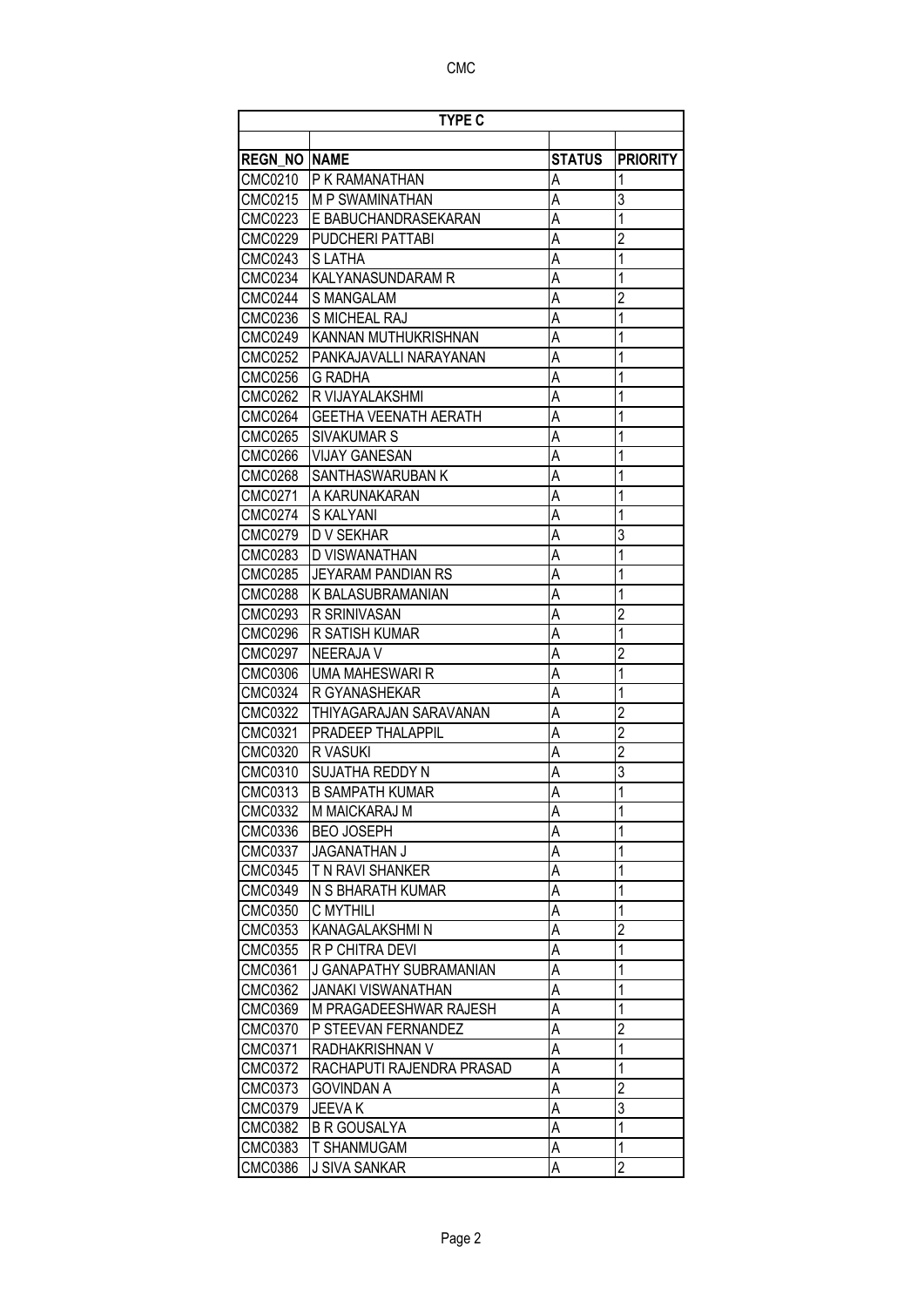| TYPE C | | | |
|---|---|---|---|
| REGN_NO | NAME | STATUS | PRIORITY |
| CMC0210 | P K RAMANATHAN | A | 1 |
| CMC0215 | M P SWAMINATHAN | A | 3 |
| CMC0223 | E BABUCHANDRASEKARAN | A | 1 |
| CMC0229 | PUDCHERI PATTABI | A | 2 |
| CMC0243 | S LATHA | A | 1 |
| CMC0234 | KALYANASUNDARAM R | A | 1 |
| CMC0244 | S MANGALAM | A | 2 |
| CMC0236 | S MICHEAL RAJ | A | 1 |
| CMC0249 | KANNAN MUTHUKRISHNAN | A | 1 |
| CMC0252 | PANKAJAVALLI NARAYANAN | A | 1 |
| CMC0256 | G RADHA | A | 1 |
| CMC0262 | R VIJAYALAKSHMI | A | 1 |
| CMC0264 | GEETHA VEENATH AERATH | A | 1 |
| CMC0265 | SIVAKUMAR S | A | 1 |
| CMC0266 | VIJAY GANESAN | A | 1 |
| CMC0268 | SANTHASWARUBAN K | A | 1 |
| CMC0271 | A KARUNAKARAN | A | 1 |
| CMC0274 | S KALYANI | A | 1 |
| CMC0279 | D V SEKHAR | A | 3 |
| CMC0283 | D VISWANATHAN | A | 1 |
| CMC0285 | JEYARAM PANDIAN RS | A | 1 |
| CMC0288 | K BALASUBRAMANIAN | A | 1 |
| CMC0293 | R SRINIVASAN | A | 2 |
| CMC0296 | R SATISH KUMAR | A | 1 |
| CMC0297 | NEERAJA V | A | 2 |
| CMC0306 | UMA MAHESWARI R | A | 1 |
| CMC0324 | R GYANASHEKAR | A | 1 |
| CMC0322 | THIYAGARAJAN SARAVANAN | A | 2 |
| CMC0321 | PRADEEP THALAPPIL | A | 2 |
| CMC0320 | R VASUKI | A | 2 |
| CMC0310 | SUJATHA REDDY N | A | 3 |
| CMC0313 | B SAMPATH KUMAR | A | 1 |
| CMC0332 | M MAICKARAJ M | A | 1 |
| CMC0336 | BEO JOSEPH | A | 1 |
| CMC0337 | JAGANATHAN J | A | 1 |
| CMC0345 | T N RAVI SHANKER | A | 1 |
| CMC0349 | N S BHARATH KUMAR | A | 1 |
| CMC0350 | C MYTHILI | A | 1 |
| CMC0353 | KANAGALAKSHMI N | A | 2 |
| CMC0355 | R P CHITRA DEVI | A | 1 |
| CMC0361 | J GANAPATHY SUBRAMANIAN | A | 1 |
| CMC0362 | JANAKI VISWANATHAN | A | 1 |
| CMC0369 | M PRAGADEESHWAR RAJESH | A | 1 |
| CMC0370 | P STEEVAN FERNANDEZ | A | 2 |
| CMC0371 | RADHAKRISHNAN V | A | 1 |
| CMC0372 | RACHAPUTI RAJENDRA PRASAD | A | 1 |
| CMC0373 | GOVINDAN A | A | 2 |
| CMC0379 | JEEVA K | A | 3 |
| CMC0382 | B R GOUSALYA | A | 1 |
| CMC0383 | T SHANMUGAM | A | 1 |
| CMC0386 | J SIVA SANKAR | A | 2 |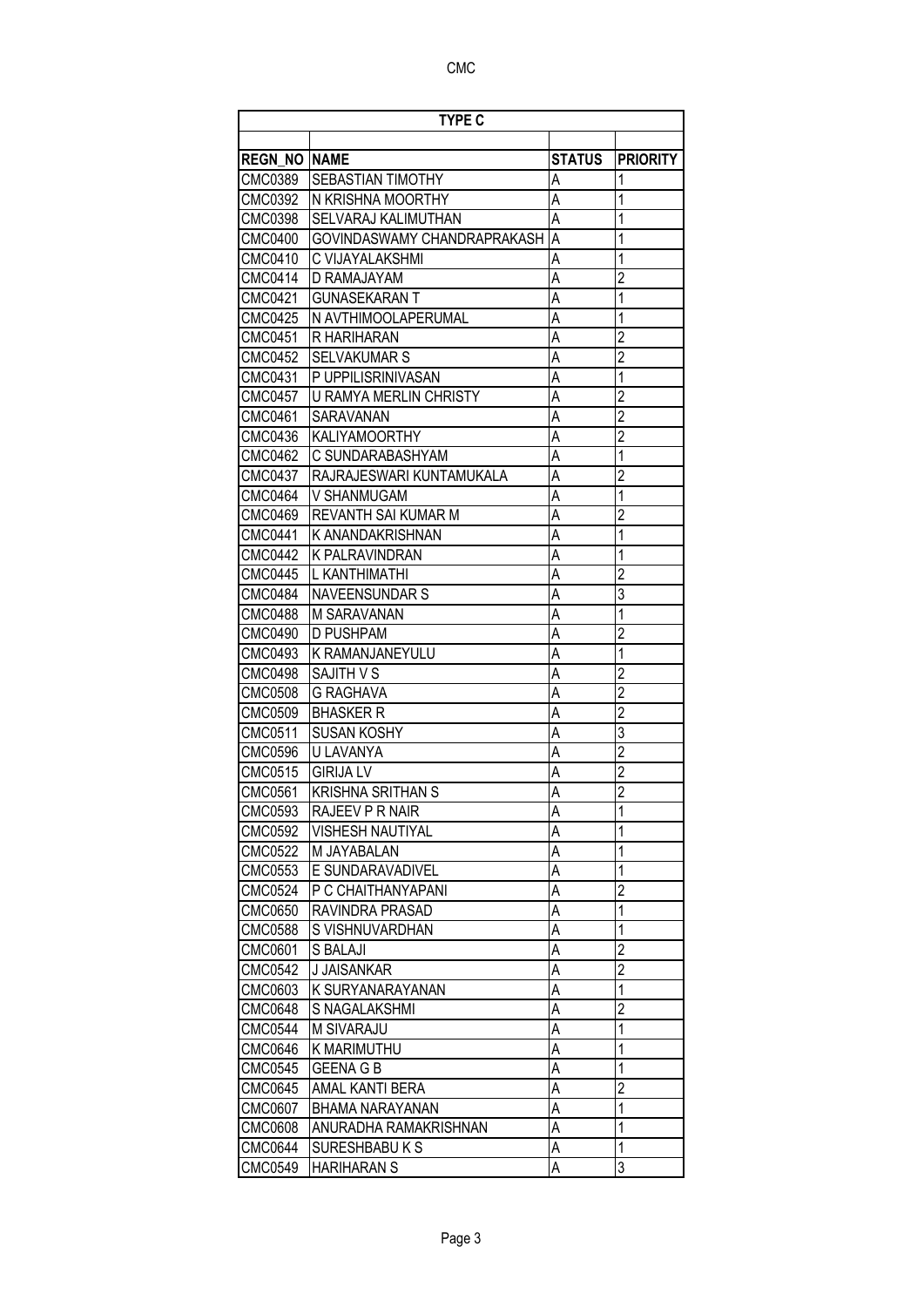| TYPE C | | | |
|---|---|---|---|
| REGN_NO | NAME | STATUS | PRIORITY |
| CMC0389 | SEBASTIAN TIMOTHY | A | 1 |
| CMC0392 | N KRISHNA MOORTHY | A | 1 |
| CMC0398 | SELVARAJ KALIMUTHAN | A | 1 |
| CMC0400 | GOVINDASWAMY CHANDRAPRAKASH | A | 1 |
| CMC0410 | C VIJAYALAKSHMI | A | 1 |
| CMC0414 | D RAMAJAYAM | A | 2 |
| CMC0421 | GUNASEKARAN T | A | 1 |
| CMC0425 | N AVTHIMOOLAPERUMAL | A | 1 |
| CMC0451 | R HARIHARAN | A | 2 |
| CMC0452 | SELVAKUMAR S | A | 2 |
| CMC0431 | P UPPILISRINIVASAN | A | 1 |
| CMC0457 | U RAMYA MERLIN CHRISTY | A | 2 |
| CMC0461 | SARAVANAN | A | 2 |
| CMC0436 | KALIYAMOORTHY | A | 2 |
| CMC0462 | C SUNDARABASHYAM | A | 1 |
| CMC0437 | RAJRAJESWARI KUNTAMUKALA | A | 2 |
| CMC0464 | V SHANMUGAM | A | 1 |
| CMC0469 | REVANTH SAI KUMAR M | A | 2 |
| CMC0441 | K ANANDAKRISHNAN | A | 1 |
| CMC0442 | K PALRAVINDRAN | A | 1 |
| CMC0445 | L KANTHIMATHI | A | 2 |
| CMC0484 | NAVEENSUNDAR S | A | 3 |
| CMC0488 | M SARAVANAN | A | 1 |
| CMC0490 | D PUSHPAM | A | 2 |
| CMC0493 | K RAMANJANEYULU | A | 1 |
| CMC0498 | SAJITH V S | A | 2 |
| CMC0508 | G RAGHAVA | A | 2 |
| CMC0509 | BHASKER R | A | 2 |
| CMC0511 | SUSAN KOSHY | A | 3 |
| CMC0596 | U LAVANYA | A | 2 |
| CMC0515 | GIRIJA LV | A | 2 |
| CMC0561 | KRISHNA SRITHAN S | A | 2 |
| CMC0593 | RAJEEV P R NAIR | A | 1 |
| CMC0592 | VISHESH NAUTIYAL | A | 1 |
| CMC0522 | M JAYABALAN | A | 1 |
| CMC0553 | E SUNDARAVADIVEL | A | 1 |
| CMC0524 | P C CHAITHANYAPANI | A | 2 |
| CMC0650 | RAVINDRA PRASAD | A | 1 |
| CMC0588 | S VISHNUVARDHAN | A | 1 |
| CMC0601 | S BALAJI | A | 2 |
| CMC0542 | J JAISANKAR | A | 2 |
| CMC0603 | K SURYANARAYANAN | A | 1 |
| CMC0648 | S NAGALAKSHMI | A | 2 |
| CMC0544 | M SIVARAJU | A | 1 |
| CMC0646 | K MARIMUTHU | A | 1 |
| CMC0545 | GEENA G B | A | 1 |
| CMC0645 | AMAL KANTI BERA | A | 2 |
| CMC0607 | BHAMA NARAYANAN | A | 1 |
| CMC0608 | ANURADHA RAMAKRISHNAN | A | 1 |
| CMC0644 | SURESHBABU K S | A | 1 |
| CMC0549 | HARIHARAN S | A | 3 |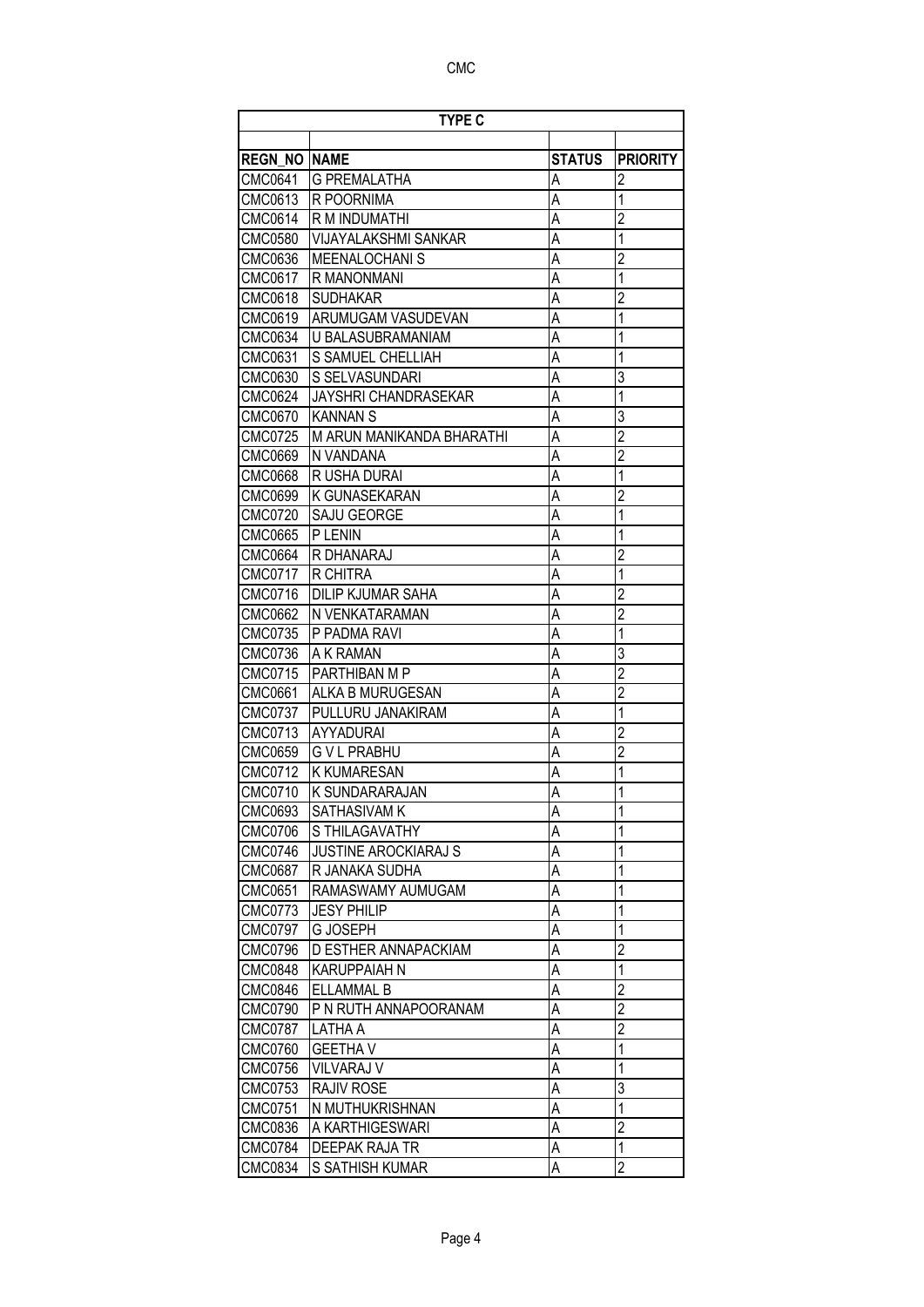| TYPE C | | | |
|---|---|---|---|
| | | | |
| REGN_NO | NAME | STATUS | PRIORITY |
| CMC0641 | G PREMALATHA | A | 2 |
| CMC0613 | R POORNIMA | A | 1 |
| CMC0614 | R M INDUMATHI | A | 2 |
| CMC0580 | VIJAYALAKSHMI SANKAR | A | 1 |
| CMC0636 | MEENALOCHANI S | A | 2 |
| CMC0617 | R MANONMANI | A | 1 |
| CMC0618 | SUDHAKAR | A | 2 |
| CMC0619 | ARUMUGAM VASUDEVAN | A | 1 |
| CMC0634 | U BALASUBRAMANIAM | A | 1 |
| CMC0631 | S SAMUEL CHELLIAH | A | 1 |
| CMC0630 | S SELVASUNDARI | A | 3 |
| CMC0624 | JAYSHRI CHANDRASEKAR | A | 1 |
| CMC0670 | KANNAN S | A | 3 |
| CMC0725 | M ARUN MANIKANDA BHARATHI | A | 2 |
| CMC0669 | N VANDANA | A | 2 |
| CMC0668 | R USHA DURAI | A | 1 |
| CMC0699 | K GUNASEKARAN | A | 2 |
| CMC0720 | SAJU GEORGE | A | 1 |
| CMC0665 | P LENIN | A | 1 |
| CMC0664 | R DHANARAJ | A | 2 |
| CMC0717 | R CHITRA | A | 1 |
| CMC0716 | DILIP KJUMAR SAHA | A | 2 |
| CMC0662 | N VENKATARAMAN | A | 2 |
| CMC0735 | P PADMA RAVI | A | 1 |
| CMC0736 | A K RAMAN | A | 3 |
| CMC0715 | PARTHIBAN M P | A | 2 |
| CMC0661 | ALKA B MURUGESAN | A | 2 |
| CMC0737 | PULLURU JANAKIRAM | A | 1 |
| CMC0713 | AYYADURAI | A | 2 |
| CMC0659 | G V L PRABHU | A | 2 |
| CMC0712 | K KUMARESAN | A | 1 |
| CMC0710 | K SUNDARARAJAN | A | 1 |
| CMC0693 | SATHASIVAM K | A | 1 |
| CMC0706 | S THILAGAVATHY | A | 1 |
| CMC0746 | JUSTINE AROCKIARAJ S | A | 1 |
| CMC0687 | R JANAKA SUDHA | A | 1 |
| CMC0651 | RAMASWAMY AUMUGAM | A | 1 |
| CMC0773 | JESY PHILIP | A | 1 |
| CMC0797 | G JOSEPH | A | 1 |
| CMC0796 | D ESTHER ANNAPACKIAM | A | 2 |
| CMC0848 | KARUPPAIAH N | A | 1 |
| CMC0846 | ELLAMMAL B | A | 2 |
| CMC0790 | P N RUTH ANNAPOORANAM | A | 2 |
| CMC0787 | LATHA A | A | 2 |
| CMC0760 | GEETHA V | A | 1 |
| CMC0756 | VILVARAJ V | A | 1 |
| CMC0753 | RAJIV ROSE | A | 3 |
| CMC0751 | N MUTHUKRISHNAN | A | 1 |
| CMC0836 | A KARTHIGESWARI | A | 2 |
| CMC0784 | DEEPAK RAJA TR | A | 1 |
| CMC0834 | S SATHISH KUMAR | A | 2 |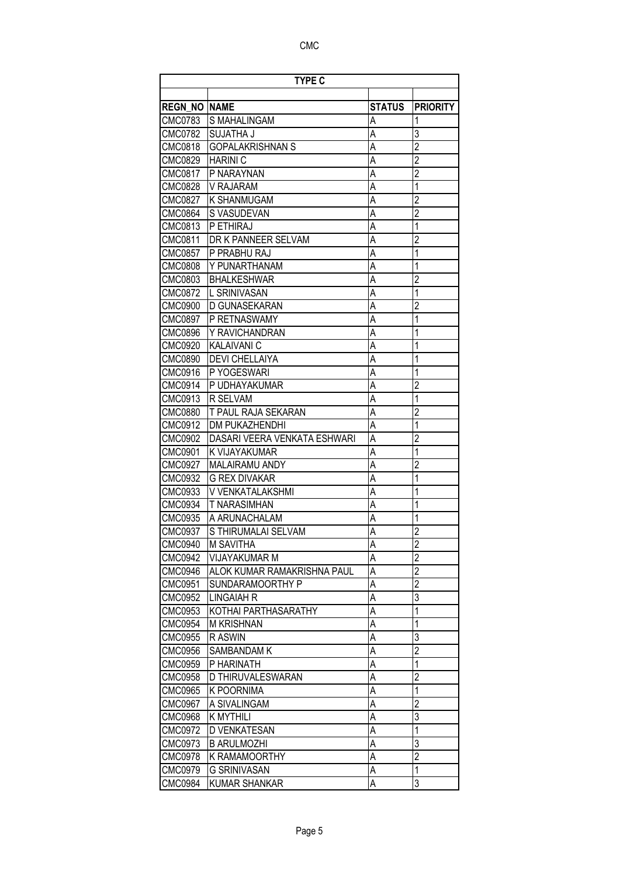| TYPE C | | | |
|---|---|---|---|
| | | | |
| REGN_NO | NAME | STATUS | PRIORITY |
| CMC0783 | S MAHALINGAM | A | 1 |
| CMC0782 | SUJATHA J | A | 3 |
| CMC0818 | GOPALAKRISHNAN S | A | 2 |
| CMC0829 | HARINI C | A | 2 |
| CMC0817 | P NARAYNAN | A | 2 |
| CMC0828 | V RAJARAM | A | 1 |
| CMC0827 | K SHANMUGAM | A | 2 |
| CMC0864 | S VASUDEVAN | A | 2 |
| CMC0813 | P ETHIRAJ | A | 1 |
| CMC0811 | DR K PANNEER SELVAM | A | 2 |
| CMC0857 | P PRABHU RAJ | A | 1 |
| CMC0808 | Y PUNARTHANAM | A | 1 |
| CMC0803 | BHALKESHWAR | A | 2 |
| CMC0872 | L SRINIVASAN | A | 1 |
| CMC0900 | D GUNASEKARAN | A | 2 |
| CMC0897 | P RETNASWAMY | A | 1 |
| CMC0896 | Y RAVICHANDRAN | A | 1 |
| CMC0920 | KALAIVANI C | A | 1 |
| CMC0890 | DEVI CHELLAIYA | A | 1 |
| CMC0916 | P YOGESWARI | A | 1 |
| CMC0914 | P UDHAYAKUMAR | A | 2 |
| CMC0913 | R SELVAM | A | 1 |
| CMC0880 | T PAUL RAJA SEKARAN | A | 2 |
| CMC0912 | DM PUKAZHENDHI | A | 1 |
| CMC0902 | DASARI VEERA VENKATA ESHWARI | A | 2 |
| CMC0901 | K VIJAYAKUMAR | A | 1 |
| CMC0927 | MALAIRAMU ANDY | A | 2 |
| CMC0932 | G REX DIVAKAR | A | 1 |
| CMC0933 | V VENKATALAKSHMI | A | 1 |
| CMC0934 | T NARASIMHAN | A | 1 |
| CMC0935 | A ARUNACHALAM | A | 1 |
| CMC0937 | S THIRUMALAI SELVAM | A | 2 |
| CMC0940 | M SAVITHA | A | 2 |
| CMC0942 | VIJAYAKUMAR M | A | 2 |
| CMC0946 | ALOK KUMAR RAMAKRISHNA PAUL | A | 2 |
| CMC0951 | SUNDARAMOORTHY P | A | 2 |
| CMC0952 | LINGAIAH R | A | 3 |
| CMC0953 | KOTHAI PARTHASARATHY | A | 1 |
| CMC0954 | M KRISHNAN | A | 1 |
| CMC0955 | R ASWIN | A | 3 |
| CMC0956 | SAMBANDAM K | A | 2 |
| CMC0959 | P HARINATH | A | 1 |
| CMC0958 | D THIRUVALESWARAN | A | 2 |
| CMC0965 | K POORNIMA | A | 1 |
| CMC0967 | A SIVALINGAM | A | 2 |
| CMC0968 | K MYTHILI | A | 3 |
| CMC0972 | D VENKATESAN | A | 1 |
| CMC0973 | B ARULMOZHI | A | 3 |
| CMC0978 | K RAMAMOORTHY | A | 2 |
| CMC0979 | G SRINIVASAN | A | 1 |
| CMC0984 | KUMAR SHANKAR | A | 3 |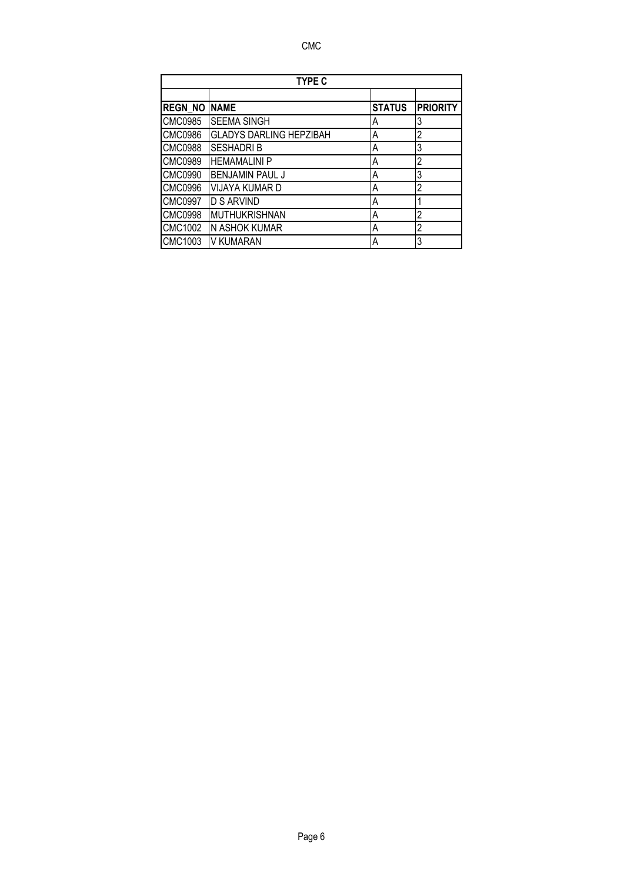| TYPE C | | | |
|---|---|---|---|
| | | | |
| **REGN_NO** | **NAME** | **STATUS** | **PRIORITY** |
| CMC0985 | SEEMA SINGH | A | 3 |
| CMC0986 | GLADYS DARLING HEPZIBAH | A | 2 |
| CMC0988 | SESHADRI B | A | 3 |
| CMC0989 | HEMAMALINI P | A | 2 |
| CMC0990 | BENJAMIN PAUL J | A | 3 |
| CMC0996 | VIJAYA KUMAR D | A | 2 |
| CMC0997 | D S ARVIND | A | 1 |
| CMC0998 | MUTHUKRISHNAN | A | 2 |
| CMC1002 | N ASHOK KUMAR | A | 2 |
| CMC1003 | V KUMARAN | A | 3 |